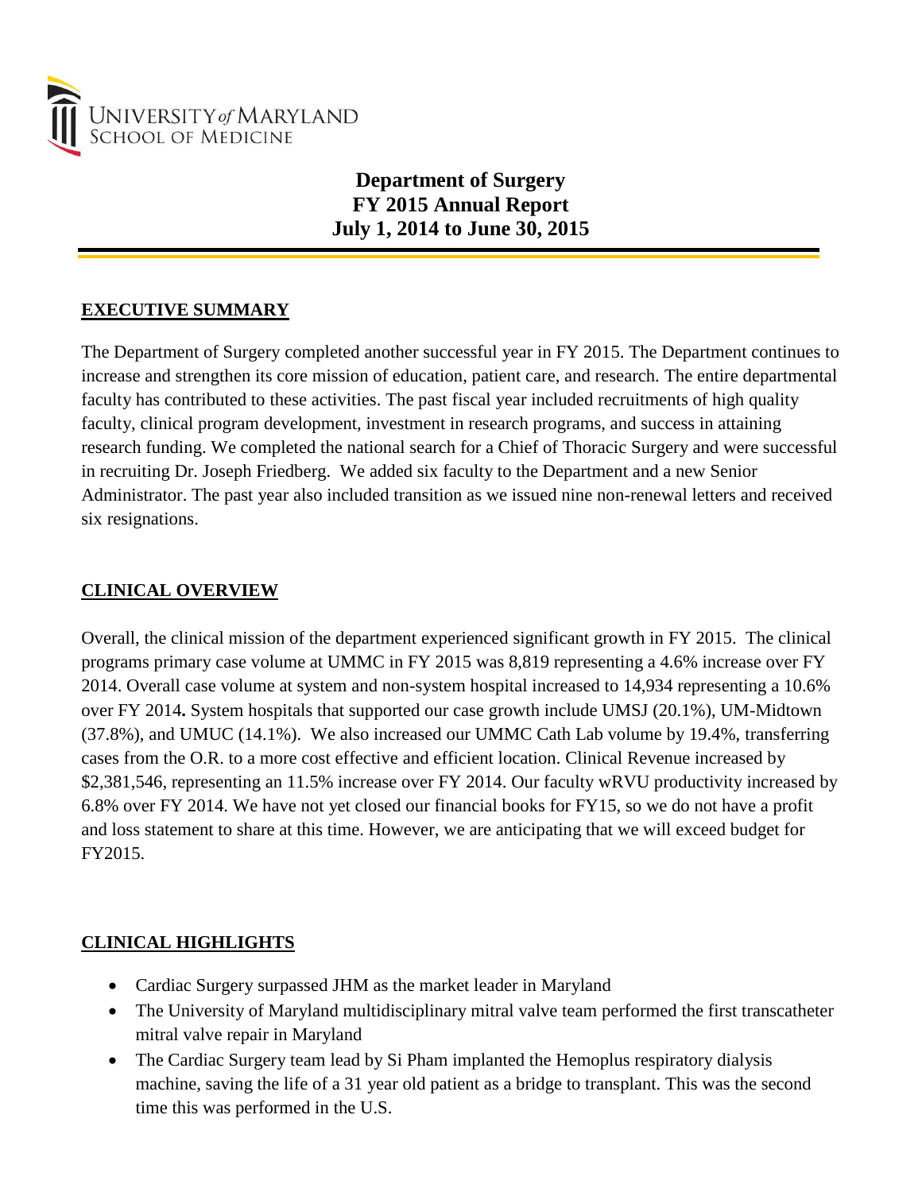UNIVERSITY *of* MARYLAND
SCHOOL OF MEDICINE

# Department of Surgery
# FY 2015 Annual Report
# July 1, 2014 to June 30, 2015

## EXECUTIVE SUMMARY

The Department of Surgery completed another successful year in FY 2015. The Department continues to increase and strengthen its core mission of education, patient care, and research. The entire departmental faculty has contributed to these activities. The past fiscal year included recruitments of high quality faculty, clinical program development, investment in research programs, and success in attaining research funding. We completed the national search for a Chief of Thoracic Surgery and were successful in recruiting Dr. Joseph Friedberg. We added six faculty to the Department and a new Senior Administrator. The past year also included transition as we issued nine non-renewal letters and received six resignations.

## CLINICAL OVERVIEW

Overall, the clinical mission of the department experienced significant growth in FY 2015. The clinical programs primary case volume at UMMC in FY 2015 was 8,819 representing a 4.6% increase over FY 2014. Overall case volume at system and non-system hospital increased to 14,934 representing a 10.6% over FY 2014**.** System hospitals that supported our case growth include UMSJ (20.1%), UM-Midtown (37.8%), and UMUC (14.1%). We also increased our UMMC Cath Lab volume by 19.4%, transferring cases from the O.R. to a more cost effective and efficient location. Clinical Revenue increased by $2,381,546, representing an 11.5% increase over FY 2014. Our faculty wRVU productivity increased by 6.8% over FY 2014. We have not yet closed our financial books for FY15, so we do not have a profit and loss statement to share at this time. However, we are anticipating that we will exceed budget for FY2015.

## CLINICAL HIGHLIGHTS

- Cardiac Surgery surpassed JHM as the market leader in Maryland
- The University of Maryland multidisciplinary mitral valve team performed the first transcatheter mitral valve repair in Maryland
- The Cardiac Surgery team lead by Si Pham implanted the Hemoplus respiratory dialysis machine, saving the life of a 31 year old patient as a bridge to transplant. This was the second time this was performed in the U.S.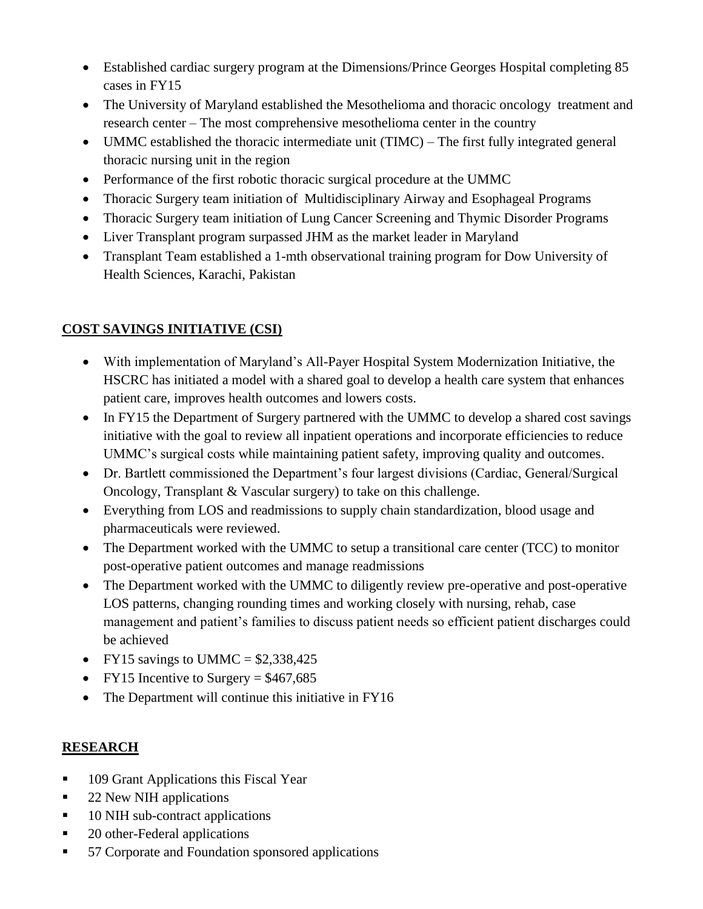- Established cardiac surgery program at the Dimensions/Prince Georges Hospital completing 85 cases in FY15
- The University of Maryland established the Mesothelioma and thoracic oncology treatment and research center – The most comprehensive mesothelioma center in the country
- UMMC established the thoracic intermediate unit (TIMC) – The first fully integrated general thoracic nursing unit in the region
- Performance of the first robotic thoracic surgical procedure at the UMMC
- Thoracic Surgery team initiation of Multidisciplinary Airway and Esophageal Programs
- Thoracic Surgery team initiation of Lung Cancer Screening and Thymic Disorder Programs
- Liver Transplant program surpassed JHM as the market leader in Maryland
- Transplant Team established a 1-mth observational training program for Dow University of Health Sciences, Karachi, Pakistan

## **COST SAVINGS INITIATIVE (CSI)**

- With implementation of Maryland's All-Payer Hospital System Modernization Initiative, the HSCRC has initiated a model with a shared goal to develop a health care system that enhances patient care, improves health outcomes and lowers costs.
- In FY15 the Department of Surgery partnered with the UMMC to develop a shared cost savings initiative with the goal to review all inpatient operations and incorporate efficiencies to reduce UMMC's surgical costs while maintaining patient safety, improving quality and outcomes.
- Dr. Bartlett commissioned the Department's four largest divisions (Cardiac, General/Surgical Oncology, Transplant & Vascular surgery) to take on this challenge.
- Everything from LOS and readmissions to supply chain standardization, blood usage and pharmaceuticals were reviewed.
- The Department worked with the UMMC to setup a transitional care center (TCC) to monitor post-operative patient outcomes and manage readmissions
- The Department worked with the UMMC to diligently review pre-operative and post-operative LOS patterns, changing rounding times and working closely with nursing, rehab, case management and patient's families to discuss patient needs so efficient patient discharges could be achieved
- FY15 savings to UMMC = $2,338,425
- FY15 Incentive to Surgery = $467,685
- The Department will continue this initiative in FY16

## **RESEARCH**

- 109 Grant Applications this Fiscal Year
- 22 New NIH applications
- 10 NIH sub-contract applications
- 20 other-Federal applications
- 57 Corporate and Foundation sponsored applications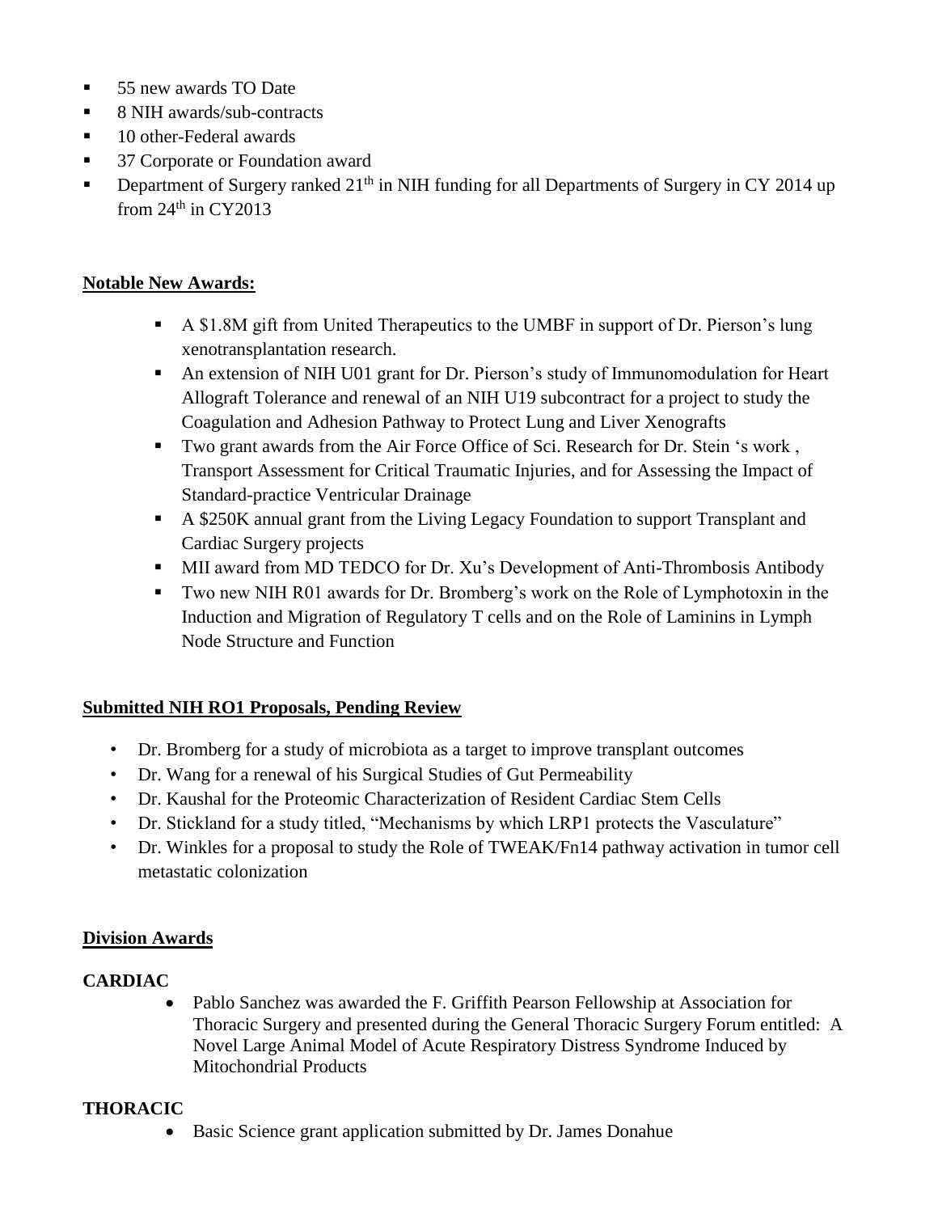- 55 new awards TO Date
- 8 NIH awards/sub-contracts
- 10 other-Federal awards
- 37 Corporate or Foundation award
- Department of Surgery ranked $21^{th}$ in NIH funding for all Departments of Surgery in CY 2014 up from $24^{th}$ in CY2013

**Notable New Awards:**

- A $1.8M gift from United Therapeutics to the UMBF in support of Dr. Pierson's lung xenotransplantation research.
- An extension of NIH U01 grant for Dr. Pierson's study of Immunomodulation for Heart Allograft Tolerance and renewal of an NIH U19 subcontract for a project to study the Coagulation and Adhesion Pathway to Protect Lung and Liver Xenografts
- Two grant awards from the Air Force Office of Sci. Research for Dr. Stein 's work , Transport Assessment for Critical Traumatic Injuries, and for Assessing the Impact of Standard-practice Ventricular Drainage
- A $250K annual grant from the Living Legacy Foundation to support Transplant and Cardiac Surgery projects
- MII award from MD TEDCO for Dr. Xu's Development of Anti-Thrombosis Antibody
- Two new NIH R01 awards for Dr. Bromberg's work on the Role of Lymphotoxin in the Induction and Migration of Regulatory T cells and on the Role of Laminins in Lymph Node Structure and Function

**Submitted NIH RO1 Proposals, Pending Review**

- Dr. Bromberg for a study of microbiota as a target to improve transplant outcomes
- Dr. Wang for a renewal of his Surgical Studies of Gut Permeability
- Dr. Kaushal for the Proteomic Characterization of Resident Cardiac Stem Cells
- Dr. Stickland for a study titled, "Mechanisms by which LRP1 protects the Vasculature"
- Dr. Winkles for a proposal to study the Role of TWEAK/Fn14 pathway activation in tumor cell metastatic colonization

**Division Awards**

**CARDIAC**

- Pablo Sanchez was awarded the F. Griffith Pearson Fellowship at Association for Thoracic Surgery and presented during the General Thoracic Surgery Forum entitled: A Novel Large Animal Model of Acute Respiratory Distress Syndrome Induced by Mitochondrial Products

**THORACIC**

- Basic Science grant application submitted by Dr. James Donahue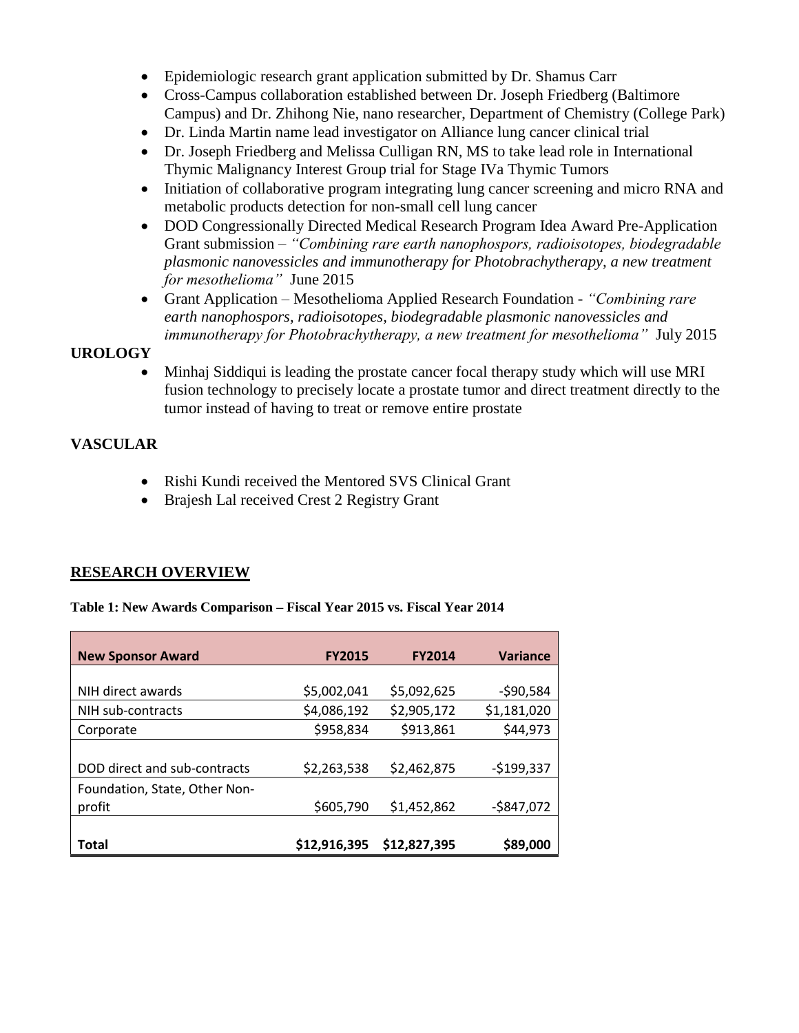- Epidemiologic research grant application submitted by Dr. Shamus Carr
- Cross-Campus collaboration established between Dr. Joseph Friedberg (Baltimore Campus) and Dr. Zhihong Nie, nano researcher, Department of Chemistry (College Park)
- Dr. Linda Martin name lead investigator on Alliance lung cancer clinical trial
- Dr. Joseph Friedberg and Melissa Culligan RN, MS to take lead role in International Thymic Malignancy Interest Group trial for Stage IVa Thymic Tumors
- Initiation of collaborative program integrating lung cancer screening and micro RNA and metabolic products detection for non-small cell lung cancer
- DOD Congressionally Directed Medical Research Program Idea Award Pre-Application Grant submission – *"Combining rare earth nanophospors, radioisotopes, biodegradable plasmonic nanovessicles and immunotherapy for Photobrachytherapy, a new treatment for mesothelioma"* June 2015
- Grant Application – Mesothelioma Applied Research Foundation - *"Combining rare earth nanophospors, radioisotopes, biodegradable plasmonic nanovessicles and immunotherapy for Photobrachytherapy, a new treatment for mesothelioma"* July 2015

**UROLOGY**

- Minhaj Siddiqui is leading the prostate cancer focal therapy study which will use MRI fusion technology to precisely locate a prostate tumor and direct treatment directly to the tumor instead of having to treat or remove entire prostate

**VASCULAR**

- Rishi Kundi received the Mentored SVS Clinical Grant
- Brajesh Lal received Crest 2 Registry Grant

## RESEARCH OVERVIEW

**Table 1: New Awards Comparison – Fiscal Year 2015 vs. Fiscal Year 2014**

| New Sponsor Award | FY2015 | FY2014 | Variance |
|---|---|---|---|
| NIH direct awards | $5,002,041 | $5,092,625 | -$90,584 |
| NIH sub-contracts | $4,086,192 | $2,905,172 | $1,181,020 |
| Corporate | $958,834 | $913,861 | $44,973 |
| DOD direct and sub-contracts | $2,263,538 | $2,462,875 | -$199,337 |
| Foundation, State, Other Non-profit | $605,790 | $1,452,862 | -$847,072 |
| **Total** | **$12,916,395** | **$12,827,395** | **$89,000** |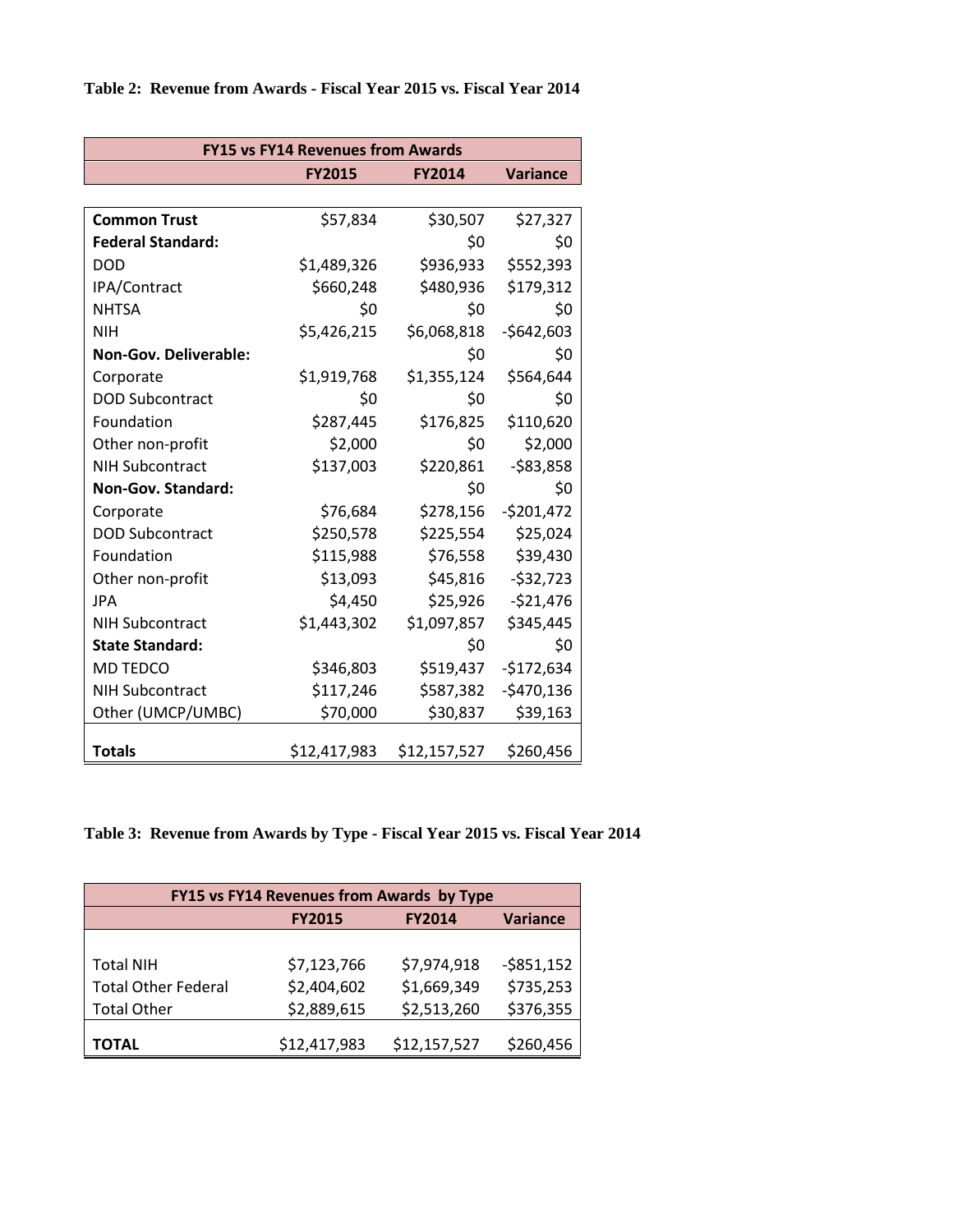**Table 2: Revenue from Awards - Fiscal Year 2015 vs. Fiscal Year 2014**

| FY15 vs FY14 Revenues from Awards | | | |
|---|---|---|---|
| | **FY2015** | **FY2014** | **Variance** |
| **Common Trust** | $57,834 | $30,507 | $27,327 |
| **Federal Standard:** | | $0 | $0 |
| DOD | $1,489,326 | $936,933 | $552,393 |
| IPA/Contract | $660,248 | $480,936 | $179,312 |
| NHTSA | $0 | $0 | $0 |
| NIH | $5,426,215 | $6,068,818 | -$642,603 |
| **Non-Gov. Deliverable:** | | $0 | $0 |
| Corporate | $1,919,768 | $1,355,124 | $564,644 |
| DOD Subcontract | $0 | $0 | $0 |
| Foundation | $287,445 | $176,825 | $110,620 |
| Other non-profit | $2,000 | $0 | $2,000 |
| NIH Subcontract | $137,003 | $220,861 | -$83,858 |
| **Non-Gov. Standard:** | | $0 | $0 |
| Corporate | $76,684 | $278,156 | -$201,472 |
| DOD Subcontract | $250,578 | $225,554 | $25,024 |
| Foundation | $115,988 | $76,558 | $39,430 |
| Other non-profit | $13,093 | $45,816 | -$32,723 |
| JPA | $4,450 | $25,926 | -$21,476 |
| NIH Subcontract | $1,443,302 | $1,097,857 | $345,445 |
| **State Standard:** | | $0 | $0 |
| MD TEDCO | $346,803 | $519,437 | -$172,634 |
| NIH Subcontract | $117,246 | $587,382 | -$470,136 |
| Other (UMCP/UMBC) | $70,000 | $30,837 | $39,163 |
| **Totals** | $12,417,983 | $12,157,527 | $260,456 |

**Table 3: Revenue from Awards by Type - Fiscal Year 2015 vs. Fiscal Year 2014**

| FY15 vs FY14 Revenues from Awards by Type | | | |
|---|---|---|---|
| | **FY2015** | **FY2014** | **Variance** |
| Total NIH | $7,123,766 | $7,974,918 | -$851,152 |
| Total Other Federal | $2,404,602 | $1,669,349 | $735,253 |
| Total Other | $2,889,615 | $2,513,260 | $376,355 |
| **TOTAL** | $12,417,983 | $12,157,527 | $260,456 |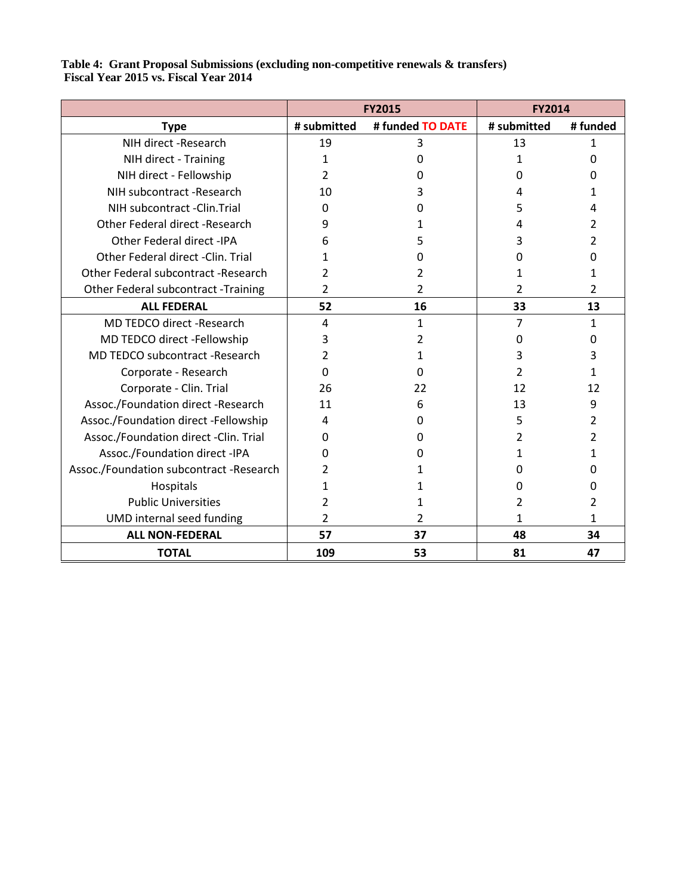**Table 4: Grant Proposal Submissions (excluding non-competitive renewals & transfers)**
**Fiscal Year 2015 vs. Fiscal Year 2014**

| | FY2015 | | FY2014 | |
|---|---|---|---|---|
| **Type** | **# submitted** | **# funded TO DATE** | **# submitted** | **# funded** |
| NIH direct -Research | 19 | 3 | 13 | 1 |
| NIH direct - Training | 1 | 0 | 1 | 0 |
| NIH direct - Fellowship | 2 | 0 | 0 | 0 |
| NIH subcontract -Research | 10 | 3 | 4 | 1 |
| NIH subcontract -Clin.Trial | 0 | 0 | 5 | 4 |
| Other Federal direct -Research | 9 | 1 | 4 | 2 |
| Other Federal direct -IPA | 6 | 5 | 3 | 2 |
| Other Federal direct -Clin. Trial | 1 | 0 | 0 | 0 |
| Other Federal subcontract -Research | 2 | 2 | 1 | 1 |
| Other Federal subcontract -Training | 2 | 2 | 2 | 2 |
| **ALL FEDERAL** | **52** | **16** | **33** | **13** |
| MD TEDCO direct -Research | 4 | 1 | 7 | 1 |
| MD TEDCO direct -Fellowship | 3 | 2 | 0 | 0 |
| MD TEDCO subcontract -Research | 2 | 1 | 3 | 3 |
| Corporate - Research | 0 | 0 | 2 | 1 |
| Corporate - Clin. Trial | 26 | 22 | 12 | 12 |
| Assoc./Foundation direct -Research | 11 | 6 | 13 | 9 |
| Assoc./Foundation direct -Fellowship | 4 | 0 | 5 | 2 |
| Assoc./Foundation direct -Clin. Trial | 0 | 0 | 2 | 2 |
| Assoc./Foundation direct -IPA | 0 | 0 | 1 | 1 |
| Assoc./Foundation subcontract -Research | 2 | 1 | 0 | 0 |
| Hospitals | 1 | 1 | 0 | 0 |
| Public Universities | 2 | 1 | 2 | 2 |
| UMD internal seed funding | 2 | 2 | 1 | 1 |
| **ALL NON-FEDERAL** | **57** | **37** | **48** | **34** |
| **TOTAL** | **109** | **53** | **81** | **47** |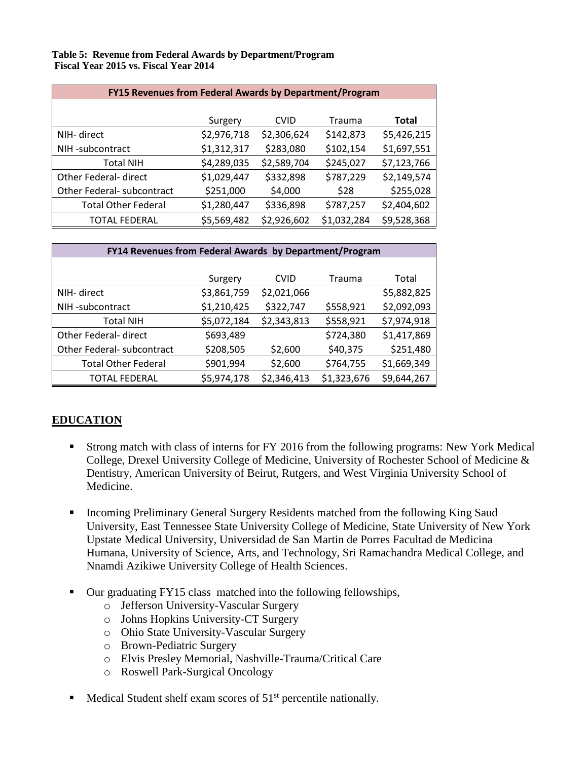**Table 5: Revenue from Federal Awards by Department/Program**
**Fiscal Year 2015 vs. Fiscal Year 2014**

| **FY15 Revenues from Federal Awards by Department/Program** | | | | |
|---|---|---|---|---|
| | Surgery | CVID | Trauma | **Total** |
| NIH- direct | $2,976,718 | $2,306,624 | $142,873 | $5,426,215 |
| NIH -subcontract | $1,312,317 | $283,080 | $102,154 | $1,697,551 |
| Total NIH | $4,289,035 | $2,589,704 | $245,027 | $7,123,766 |
| Other Federal- direct | $1,029,447 | $332,898 | $787,229 | $2,149,574 |
| Other Federal- subcontract | $251,000 | $4,000 | $28 | $255,028 |
| Total Other Federal | $1,280,447 | $336,898 | $787,257 | $2,404,602 |
| TOTAL FEDERAL | $5,569,482 | $2,926,602 | $1,032,284 | $9,528,368 |

| **FY14 Revenues from Federal Awards by Department/Program** | | | | |
|---|---|---|---|---|
| | Surgery | CVID | Trauma | Total |
| NIH- direct | $3,861,759 | $2,021,066 | | $5,882,825 |
| NIH -subcontract | $1,210,425 | $322,747 | $558,921 | $2,092,093 |
| Total NIH | $5,072,184 | $2,343,813 | $558,921 | $7,974,918 |
| Other Federal- direct | $693,489 | | $724,380 | $1,417,869 |
| Other Federal- subcontract | $208,505 | $2,600 | $40,375 | $251,480 |
| Total Other Federal | $901,994 | $2,600 | $764,755 | $1,669,349 |
| TOTAL FEDERAL | $5,974,178 | $2,346,413 | $1,323,676 | $9,644,267 |

## EDUCATION

- Strong match with class of interns for FY 2016 from the following programs: New York Medical College, Drexel University College of Medicine, University of Rochester School of Medicine & Dentistry, American University of Beirut, Rutgers, and West Virginia University School of Medicine.

- Incoming Preliminary General Surgery Residents matched from the following King Saud University, East Tennessee State University College of Medicine, State University of New York Upstate Medical University, Universidad de San Martin de Porres Facultad de Medicina Humana, University of Science, Arts, and Technology, Sri Ramachandra Medical College, and Nnamdi Azikiwe University College of Health Sciences.

- Our graduating FY15 class matched into the following fellowships,
  - Jefferson University-Vascular Surgery
  - Johns Hopkins University-CT Surgery
  - Ohio State University-Vascular Surgery
  - Brown-Pediatric Surgery
  - Elvis Presley Memorial, Nashville-Trauma/Critical Care
  - Roswell Park-Surgical Oncology

- Medical Student shelf exam scores of 51st percentile nationally.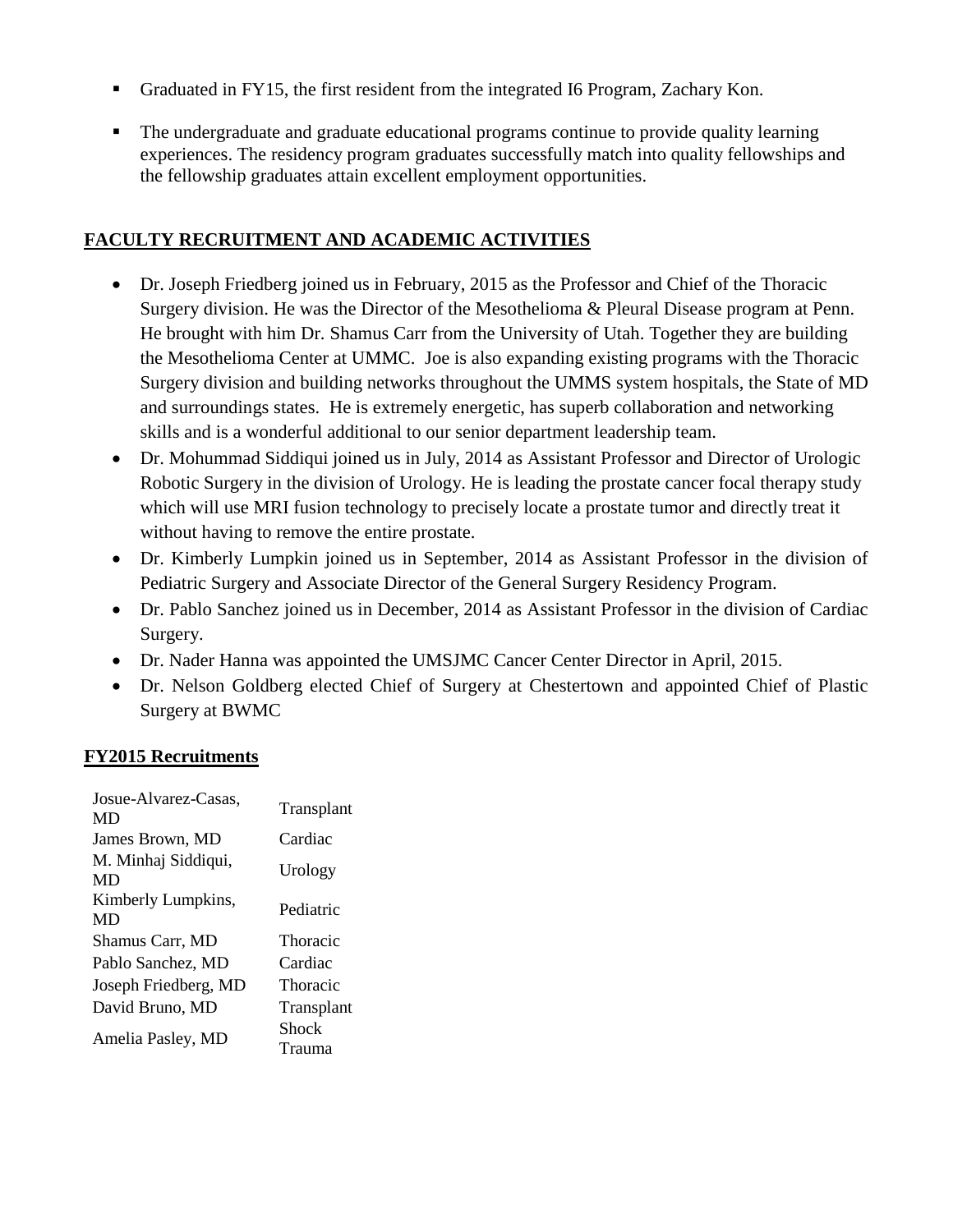- Graduated in FY15, the first resident from the integrated I6 Program, Zachary Kon.
- The undergraduate and graduate educational programs continue to provide quality learning experiences. The residency program graduates successfully match into quality fellowships and the fellowship graduates attain excellent employment opportunities.

## FACULTY RECRUITMENT AND ACADEMIC ACTIVITIES

- Dr. Joseph Friedberg joined us in February, 2015 as the Professor and Chief of the Thoracic Surgery division. He was the Director of the Mesothelioma & Pleural Disease program at Penn. He brought with him Dr. Shamus Carr from the University of Utah. Together they are building the Mesothelioma Center at UMMC. Joe is also expanding existing programs with the Thoracic Surgery division and building networks throughout the UMMS system hospitals, the State of MD and surroundings states. He is extremely energetic, has superb collaboration and networking skills and is a wonderful additional to our senior department leadership team.
- Dr. Mohummad Siddiqui joined us in July, 2014 as Assistant Professor and Director of Urologic Robotic Surgery in the division of Urology. He is leading the prostate cancer focal therapy study which will use MRI fusion technology to precisely locate a prostate tumor and directly treat it without having to remove the entire prostate.
- Dr. Kimberly Lumpkin joined us in September, 2014 as Assistant Professor in the division of Pediatric Surgery and Associate Director of the General Surgery Residency Program.
- Dr. Pablo Sanchez joined us in December, 2014 as Assistant Professor in the division of Cardiac Surgery.
- Dr. Nader Hanna was appointed the UMSJMC Cancer Center Director in April, 2015.
- Dr. Nelson Goldberg elected Chief of Surgery at Chestertown and appointed Chief of Plastic Surgery at BWMC

## FY2015 Recruitments

| | |
|---|---|
| Josue-Alvarez-Casas, MD | Transplant |
| James Brown, MD | Cardiac |
| M. Minhaj Siddiqui, MD | Urology |
| Kimberly Lumpkins, MD | Pediatric |
| Shamus Carr, MD | Thoracic |
| Pablo Sanchez, MD | Cardiac |
| Joseph Friedberg, MD | Thoracic |
| David Bruno, MD | Transplant |
| Amelia Pasley, MD | Shock Trauma |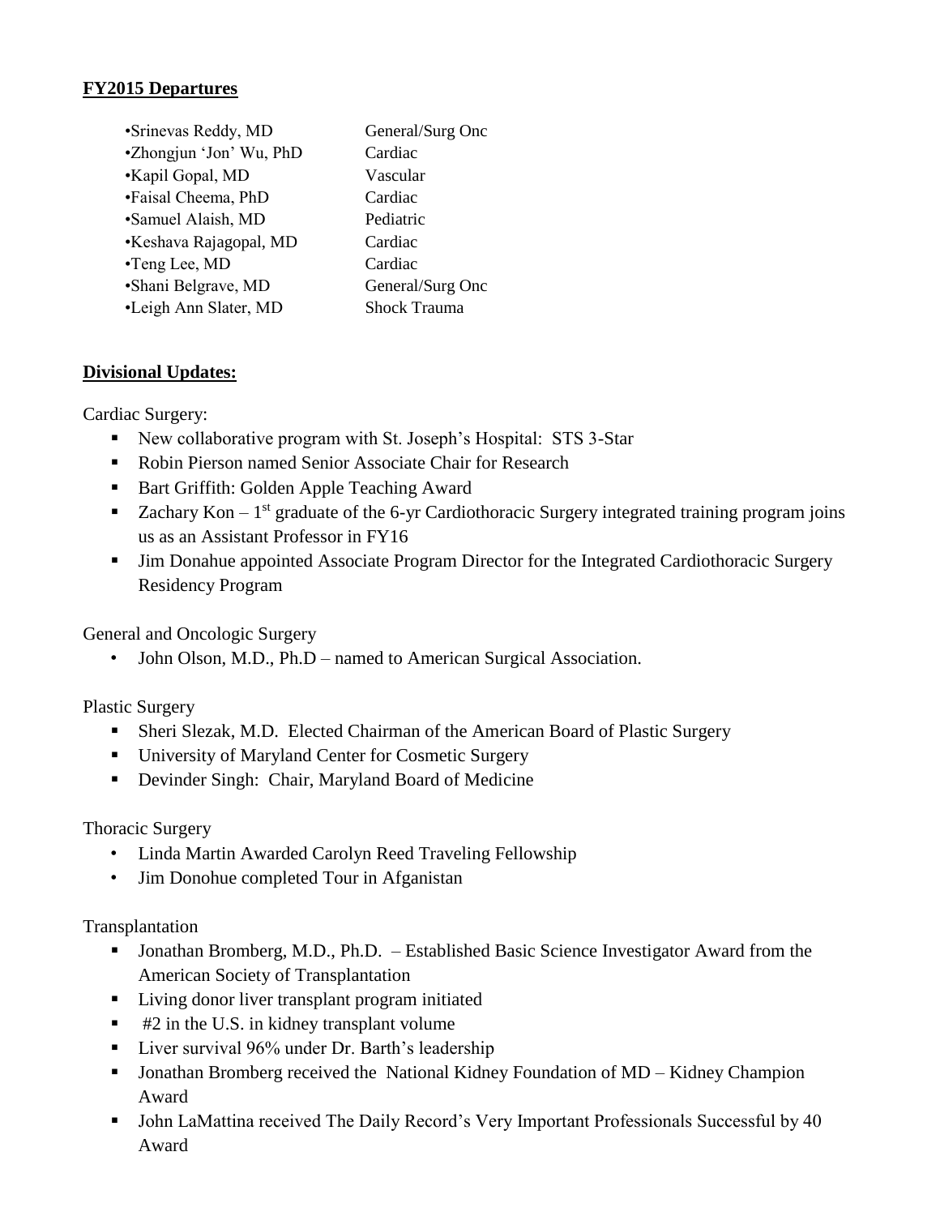**FY2015 Departures**

| | |
|---|---|
| •Srinevas Reddy, MD | General/Surg Onc |
| •Zhongjun 'Jon' Wu, PhD | Cardiac |
| •Kapil Gopal, MD | Vascular |
| •Faisal Cheema, PhD | Cardiac |
| •Samuel Alaish, MD | Pediatric |
| •Keshava Rajagopal, MD | Cardiac |
| •Teng Lee, MD | Cardiac |
| •Shani Belgrave, MD | General/Surg Onc |
| •Leigh Ann Slater, MD | Shock Trauma |

**Divisional Updates:**

Cardiac Surgery:

- New collaborative program with St. Joseph's Hospital: STS 3-Star
- Robin Pierson named Senior Associate Chair for Research
- Bart Griffith: Golden Apple Teaching Award
- Zachary Kon – 1st graduate of the 6-yr Cardiothoracic Surgery integrated training program joins us as an Assistant Professor in FY16
- Jim Donahue appointed Associate Program Director for the Integrated Cardiothoracic Surgery Residency Program

General and Oncologic Surgery

- John Olson, M.D., Ph.D – named to American Surgical Association.

Plastic Surgery

- Sheri Slezak, M.D. Elected Chairman of the American Board of Plastic Surgery
- University of Maryland Center for Cosmetic Surgery
- Devinder Singh: Chair, Maryland Board of Medicine

Thoracic Surgery

- Linda Martin Awarded Carolyn Reed Traveling Fellowship
- Jim Donohue completed Tour in Afganistan

Transplantation

- Jonathan Bromberg, M.D., Ph.D. – Established Basic Science Investigator Award from the American Society of Transplantation
- Living donor liver transplant program initiated
- #2 in the U.S. in kidney transplant volume
- Liver survival 96% under Dr. Barth's leadership
- Jonathan Bromberg received the National Kidney Foundation of MD – Kidney Champion Award
- John LaMattina received The Daily Record's Very Important Professionals Successful by 40 Award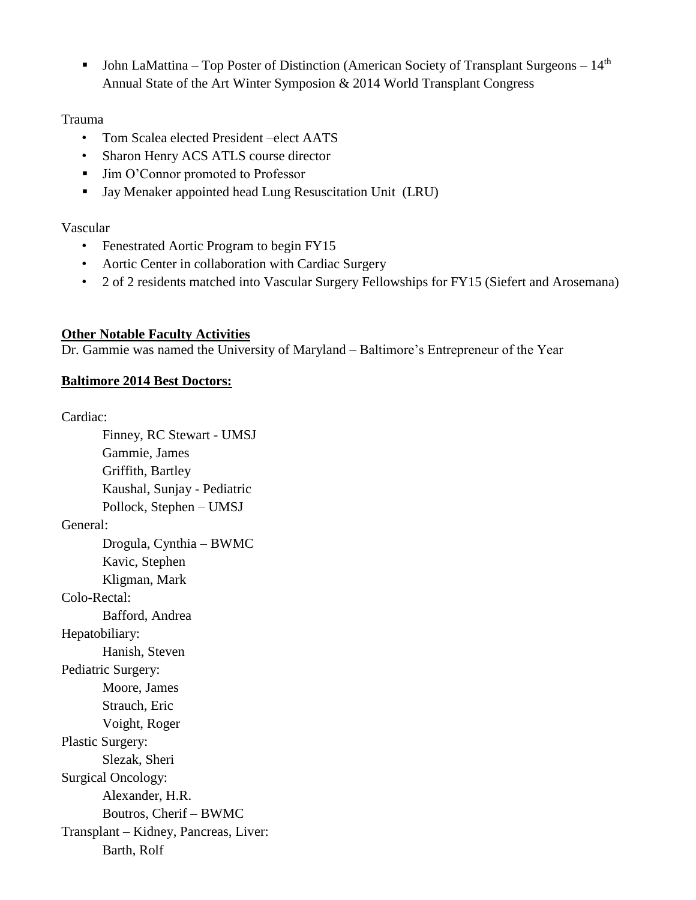- John LaMattina – Top Poster of Distinction (American Society of Transplant Surgeons – 14th Annual State of the Art Winter Symposion & 2014 World Transplant Congress

Trauma

- Tom Scalea elected President –elect AATS
- Sharon Henry ACS ATLS course director
- Jim O'Connor promoted to Professor
- Jay Menaker appointed head Lung Resuscitation Unit (LRU)

Vascular

- Fenestrated Aortic Program to begin FY15
- Aortic Center in collaboration with Cardiac Surgery
- 2 of 2 residents matched into Vascular Surgery Fellowships for FY15 (Siefert and Arosemana)

**Other Notable Faculty Activities**

Dr. Gammie was named the University of Maryland – Baltimore's Entrepreneur of the Year

**Baltimore 2014 Best Doctors:**

Cardiac:
- Finney, RC Stewart - UMSJ
- Gammie, James
- Griffith, Bartley
- Kaushal, Sunjay - Pediatric
- Pollock, Stephen – UMSJ

General:
- Drogula, Cynthia – BWMC
- Kavic, Stephen
- Kligman, Mark

Colo-Rectal:
- Bafford, Andrea

Hepatobiliary:
- Hanish, Steven

Pediatric Surgery:
- Moore, James
- Strauch, Eric
- Voight, Roger

Plastic Surgery:
- Slezak, Sheri

Surgical Oncology:
- Alexander, H.R.
- Boutros, Cherif – BWMC

Transplant – Kidney, Pancreas, Liver:
- Barth, Rolf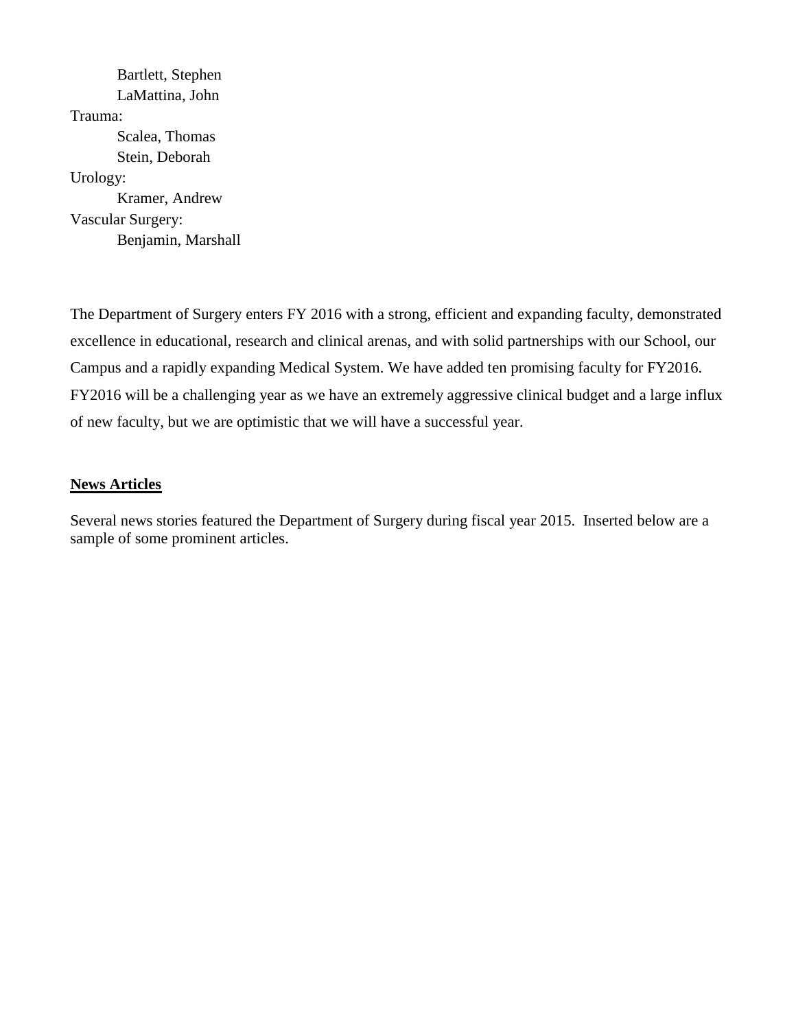Bartlett, Stephen
LaMattina, John

Trauma:
Scalea, Thomas
Stein, Deborah

Urology:
Kramer, Andrew

Vascular Surgery:
Benjamin, Marshall

The Department of Surgery enters FY 2016 with a strong, efficient and expanding faculty, demonstrated excellence in educational, research and clinical arenas, and with solid partnerships with our School, our Campus and a rapidly expanding Medical System. We have added ten promising faculty for FY2016. FY2016 will be a challenging year as we have an extremely aggressive clinical budget and a large influx of new faculty, but we are optimistic that we will have a successful year.

**News Articles**

Several news stories featured the Department of Surgery during fiscal year 2015. Inserted below are a sample of some prominent articles.